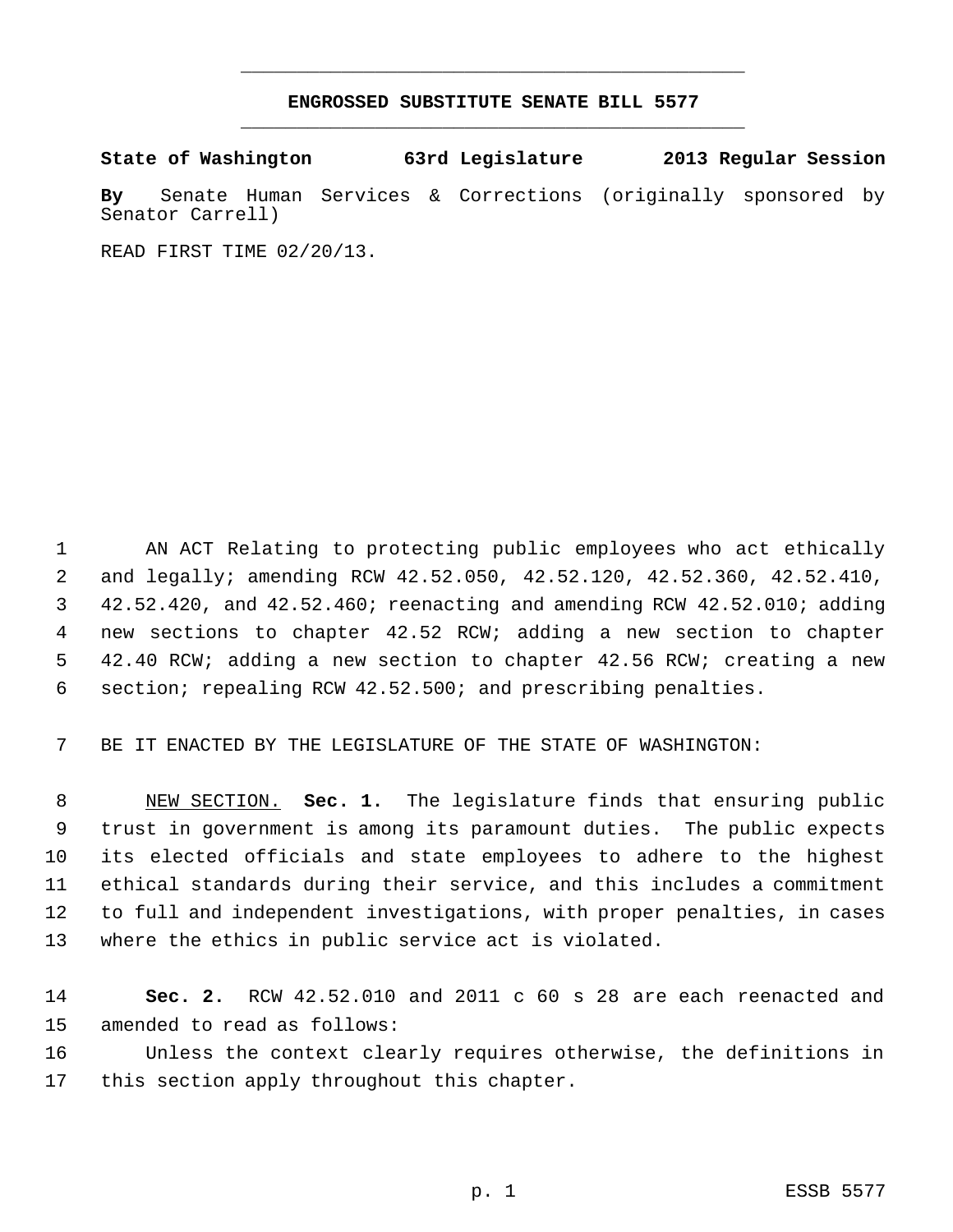# ENGROSSED SUBSTITUTE SENATE BILL 5577

**State of Washington 63rd Legislature 2013 Regular Session**

**By** Senate Human Services & Corrections (originally sponsored by Senator Carrell)

READ FIRST TIME 02/20/13.

AN ACT Relating to protecting public employees who act ethically and legally; amending RCW 42.52.050, 42.52.120, 42.52.360, 42.52.410, 42.52.420, and 42.52.460; reenacting and amending RCW 42.52.010; adding new sections to chapter 42.52 RCW; adding a new section to chapter 42.40 RCW; adding a new section to chapter 42.56 RCW; creating a new section; repealing RCW 42.52.500; and prescribing penalties.

BE IT ENACTED BY THE LEGISLATURE OF THE STATE OF WASHINGTON:

NEW SECTION. **Sec. 1.** The legislature finds that ensuring public trust in government is among its paramount duties. The public expects its elected officials and state employees to adhere to the highest ethical standards during their service, and this includes a commitment to full and independent investigations, with proper penalties, in cases where the ethics in public service act is violated.

**Sec. 2.** RCW 42.52.010 and 2011 c 60 s 28 are each reenacted and amended to read as follows:

Unless the context clearly requires otherwise, the definitions in this section apply throughout this chapter.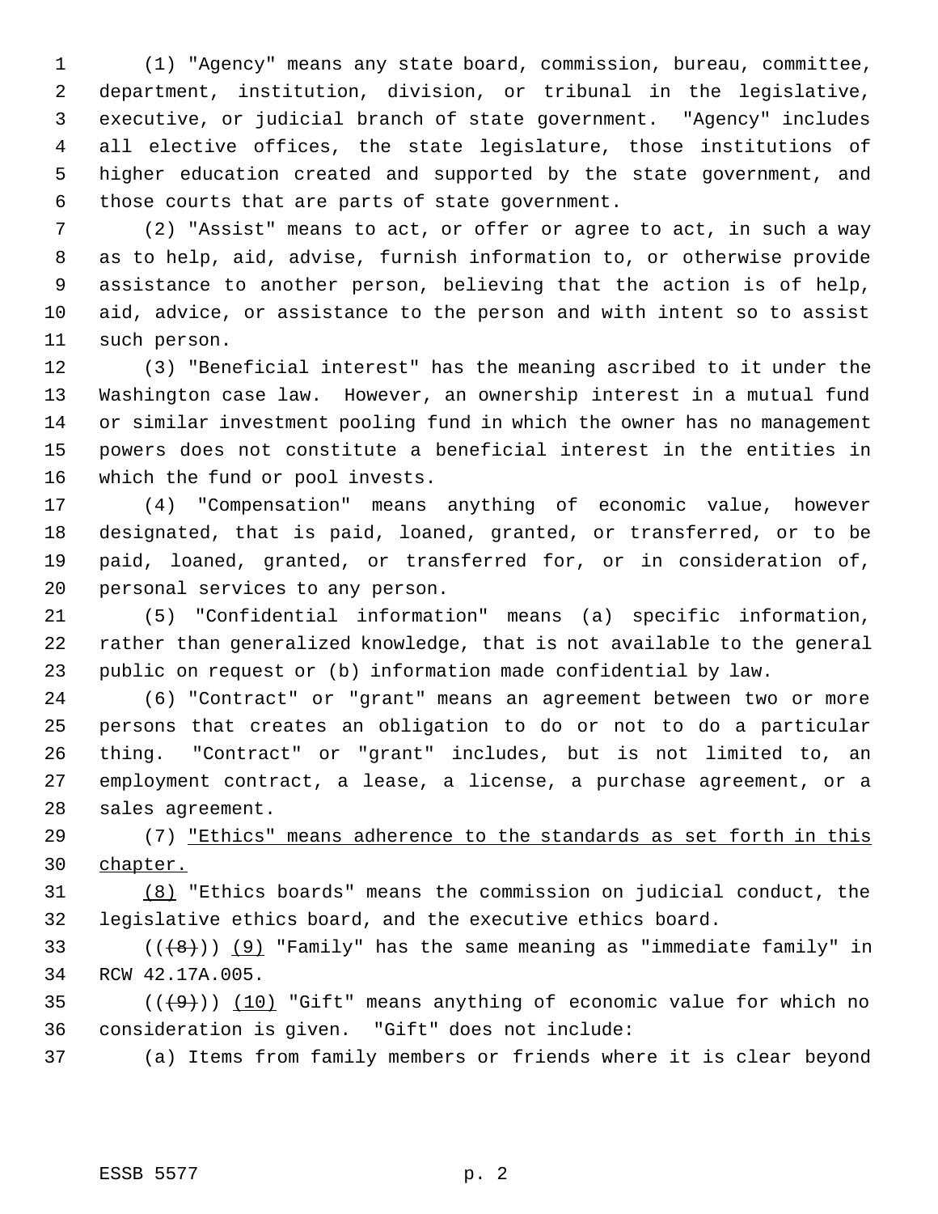(1) "Agency" means any state board, commission, bureau, committee, department, institution, division, or tribunal in the legislative, executive, or judicial branch of state government. "Agency" includes all elective offices, the state legislature, those institutions of higher education created and supported by the state government, and those courts that are parts of state government.

(2) "Assist" means to act, or offer or agree to act, in such a way as to help, aid, advise, furnish information to, or otherwise provide assistance to another person, believing that the action is of help, aid, advice, or assistance to the person and with intent so to assist such person.

(3) "Beneficial interest" has the meaning ascribed to it under the Washington case law. However, an ownership interest in a mutual fund or similar investment pooling fund in which the owner has no management powers does not constitute a beneficial interest in the entities in which the fund or pool invests.

(4) "Compensation" means anything of economic value, however designated, that is paid, loaned, granted, or transferred, or to be paid, loaned, granted, or transferred for, or in consideration of, personal services to any person.

(5) "Confidential information" means (a) specific information, rather than generalized knowledge, that is not available to the general public on request or (b) information made confidential by law.

(6) "Contract" or "grant" means an agreement between two or more persons that creates an obligation to do or not to do a particular thing. "Contract" or "grant" includes, but is not limited to, an employment contract, a lease, a license, a purchase agreement, or a sales agreement.

(7) "Ethics" means adherence to the standards as set forth in this chapter.

(8) "Ethics boards" means the commission on judicial conduct, the legislative ethics board, and the executive ethics board.

(((8))) (9) "Family" has the same meaning as "immediate family" in RCW 42.17A.005.

(((9))) (10) "Gift" means anything of economic value for which no consideration is given. "Gift" does not include:

(a) Items from family members or friends where it is clear beyond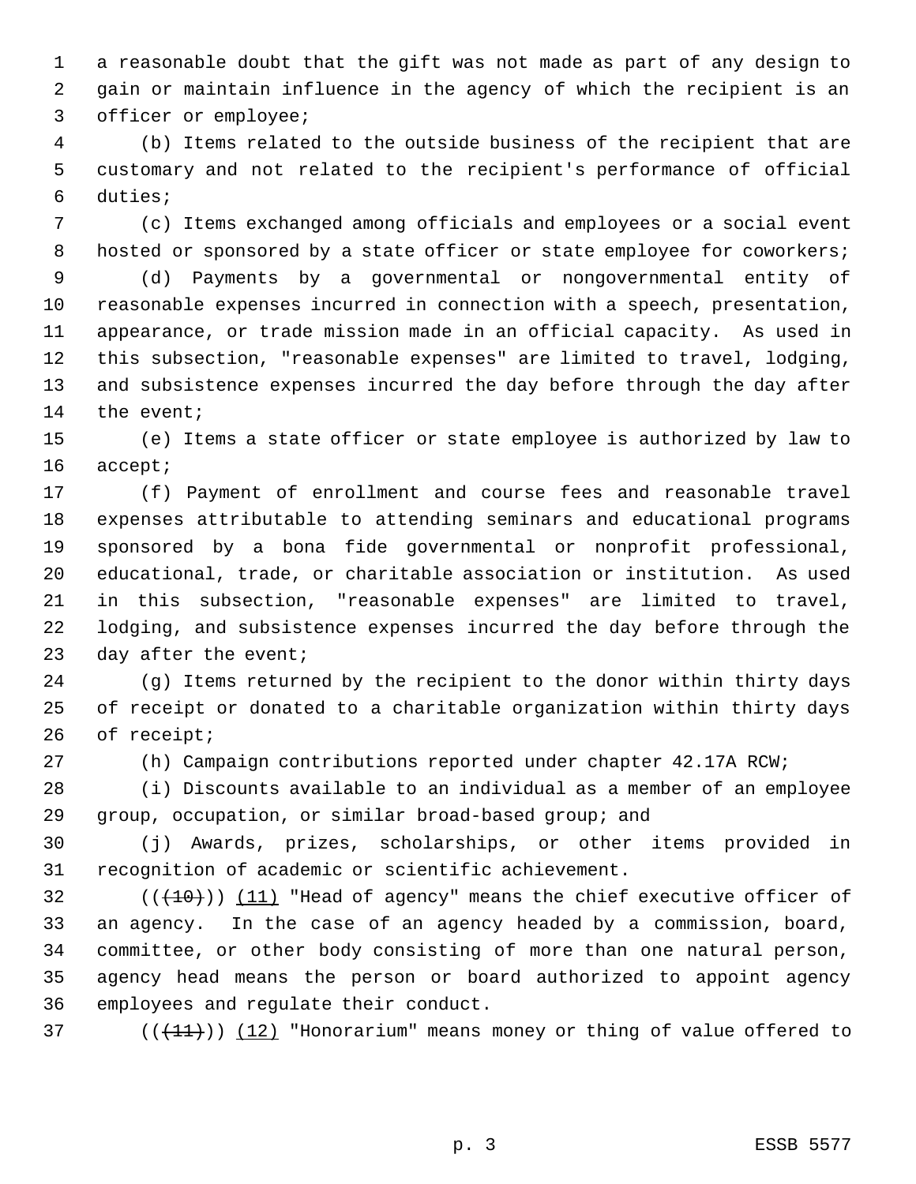a reasonable doubt that the gift was not made as part of any design to gain or maintain influence in the agency of which the recipient is an officer or employee;

(b) Items related to the outside business of the recipient that are customary and not related to the recipient's performance of official duties;

(c) Items exchanged among officials and employees or a social event hosted or sponsored by a state officer or state employee for coworkers;

(d) Payments by a governmental or nongovernmental entity of reasonable expenses incurred in connection with a speech, presentation, appearance, or trade mission made in an official capacity. As used in this subsection, "reasonable expenses" are limited to travel, lodging, and subsistence expenses incurred the day before through the day after the event;

(e) Items a state officer or state employee is authorized by law to accept;

(f) Payment of enrollment and course fees and reasonable travel expenses attributable to attending seminars and educational programs sponsored by a bona fide governmental or nonprofit professional, educational, trade, or charitable association or institution. As used in this subsection, "reasonable expenses" are limited to travel, lodging, and subsistence expenses incurred the day before through the day after the event;

(g) Items returned by the recipient to the donor within thirty days of receipt or donated to a charitable organization within thirty days of receipt;

(h) Campaign contributions reported under chapter 42.17A RCW;

(i) Discounts available to an individual as a member of an employee group, occupation, or similar broad-based group; and

(j) Awards, prizes, scholarships, or other items provided in recognition of academic or scientific achievement.

(( ~~(10)~~ )) (11) "Head of agency" means the chief executive officer of an agency. In the case of an agency headed by a commission, board, committee, or other body consisting of more than one natural person, agency head means the person or board authorized to appoint agency employees and regulate their conduct.

(( ~~(11)~~ )) (12) "Honorarium" means money or thing of value offered to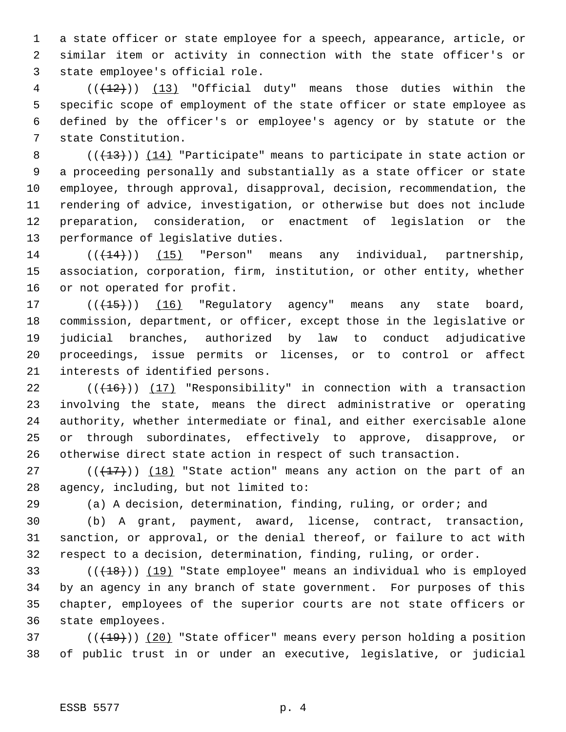a state officer or state employee for a speech, appearance, article, or similar item or activity in connection with the state officer's or state employee's official role.

(((12))) (13) "Official duty" means those duties within the specific scope of employment of the state officer or state employee as defined by the officer's or employee's agency or by statute or the state Constitution.

(((13))) (14) "Participate" means to participate in state action or a proceeding personally and substantially as a state officer or state employee, through approval, disapproval, decision, recommendation, the rendering of advice, investigation, or otherwise but does not include preparation, consideration, or enactment of legislation or the performance of legislative duties.

(((14))) (15) "Person" means any individual, partnership, association, corporation, firm, institution, or other entity, whether or not operated for profit.

(((15))) (16) "Regulatory agency" means any state board, commission, department, or officer, except those in the legislative or judicial branches, authorized by law to conduct adjudicative proceedings, issue permits or licenses, or to control or affect interests of identified persons.

(((16))) (17) "Responsibility" in connection with a transaction involving the state, means the direct administrative or operating authority, whether intermediate or final, and either exercisable alone or through subordinates, effectively to approve, disapprove, or otherwise direct state action in respect of such transaction.

(((17))) (18) "State action" means any action on the part of an agency, including, but not limited to:

(a) A decision, determination, finding, ruling, or order; and

(b) A grant, payment, award, license, contract, transaction, sanction, or approval, or the denial thereof, or failure to act with respect to a decision, determination, finding, ruling, or order.

(((18))) (19) "State employee" means an individual who is employed by an agency in any branch of state government. For purposes of this chapter, employees of the superior courts are not state officers or state employees.

(((19))) (20) "State officer" means every person holding a position of public trust in or under an executive, legislative, or judicial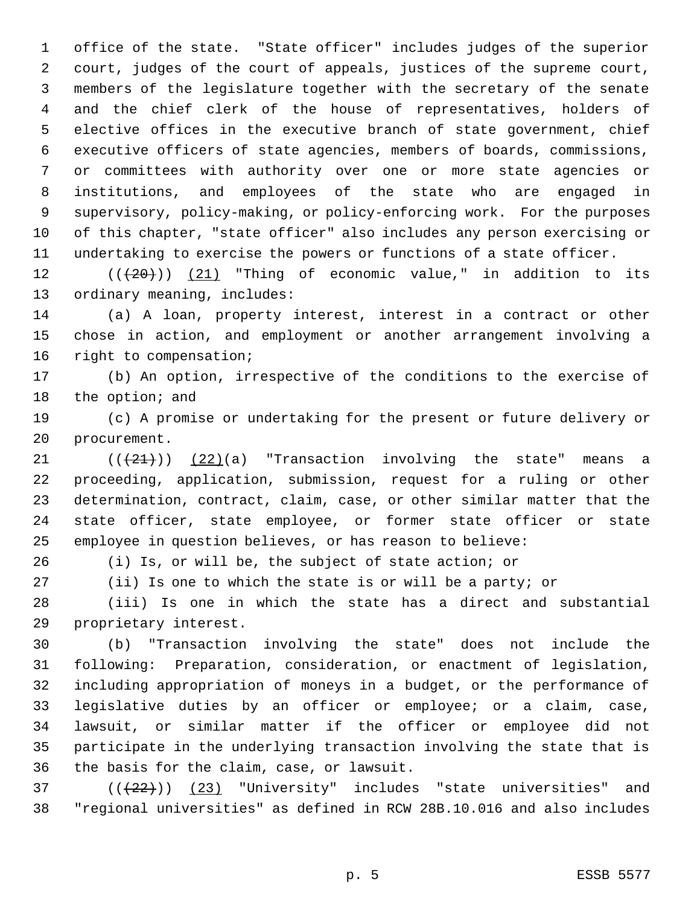office of the state. "State officer" includes judges of the superior court, judges of the court of appeals, justices of the supreme court, members of the legislature together with the secretary of the senate and the chief clerk of the house of representatives, holders of elective offices in the executive branch of state government, chief executive officers of state agencies, members of boards, commissions, or committees with authority over one or more state agencies or institutions, and employees of the state who are engaged in supervisory, policy-making, or policy-enforcing work. For the purposes of this chapter, "state officer" also includes any person exercising or undertaking to exercise the powers or functions of a state officer.

((~~(20)~~)) (21) "Thing of economic value," in addition to its ordinary meaning, includes:

(a) A loan, property interest, interest in a contract or other chose in action, and employment or another arrangement involving a right to compensation;

(b) An option, irrespective of the conditions to the exercise of the option; and

(c) A promise or undertaking for the present or future delivery or procurement.

((~~(21)~~)) (22)(a) "Transaction involving the state" means a proceeding, application, submission, request for a ruling or other determination, contract, claim, case, or other similar matter that the state officer, state employee, or former state officer or state employee in question believes, or has reason to believe:

(i) Is, or will be, the subject of state action; or

(ii) Is one to which the state is or will be a party; or

(iii) Is one in which the state has a direct and substantial proprietary interest.

(b) "Transaction involving the state" does not include the following: Preparation, consideration, or enactment of legislation, including appropriation of moneys in a budget, or the performance of legislative duties by an officer or employee; or a claim, case, lawsuit, or similar matter if the officer or employee did not participate in the underlying transaction involving the state that is the basis for the claim, case, or lawsuit.

((~~(22)~~)) (23) "University" includes "state universities" and "regional universities" as defined in RCW 28B.10.016 and also includes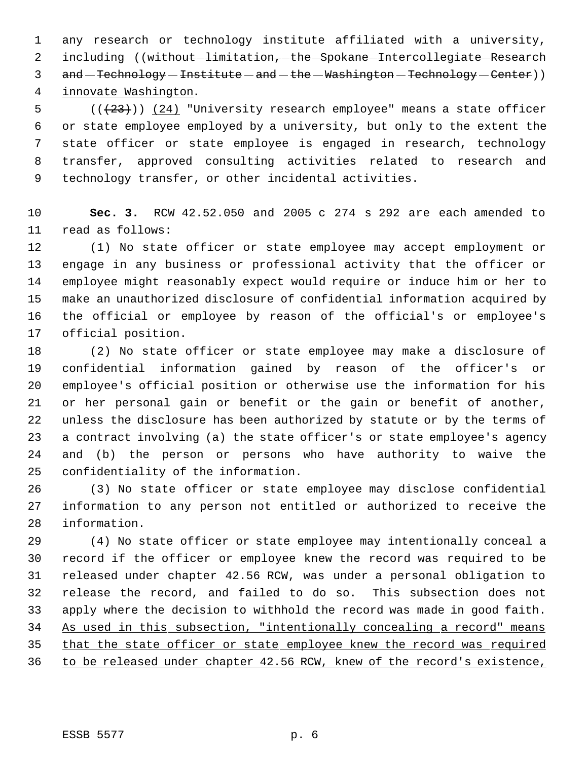any research or technology institute affiliated with a university, including ((~~without limitation, the Spokane Intercollegiate Research and Technology Institute and the Washington Technology Center~~)) innovate Washington.

((~~(23)~~)) (24) "University research employee" means a state officer or state employee employed by a university, but only to the extent the state officer or state employee is engaged in research, technology transfer, approved consulting activities related to research and technology transfer, or other incidental activities.

**Sec. 3.** RCW 42.52.050 and 2005 c 274 s 292 are each amended to read as follows:

(1) No state officer or state employee may accept employment or engage in any business or professional activity that the officer or employee might reasonably expect would require or induce him or her to make an unauthorized disclosure of confidential information acquired by the official or employee by reason of the official's or employee's official position.

(2) No state officer or state employee may make a disclosure of confidential information gained by reason of the officer's or employee's official position or otherwise use the information for his or her personal gain or benefit or the gain or benefit of another, unless the disclosure has been authorized by statute or by the terms of a contract involving (a) the state officer's or state employee's agency and (b) the person or persons who have authority to waive the confidentiality of the information.

(3) No state officer or state employee may disclose confidential information to any person not entitled or authorized to receive the information.

(4) No state officer or state employee may intentionally conceal a record if the officer or employee knew the record was required to be released under chapter 42.56 RCW, was under a personal obligation to release the record, and failed to do so. This subsection does not apply where the decision to withhold the record was made in good faith. As used in this subsection, "intentionally concealing a record" means that the state officer or state employee knew the record was required to be released under chapter 42.56 RCW, knew of the record's existence,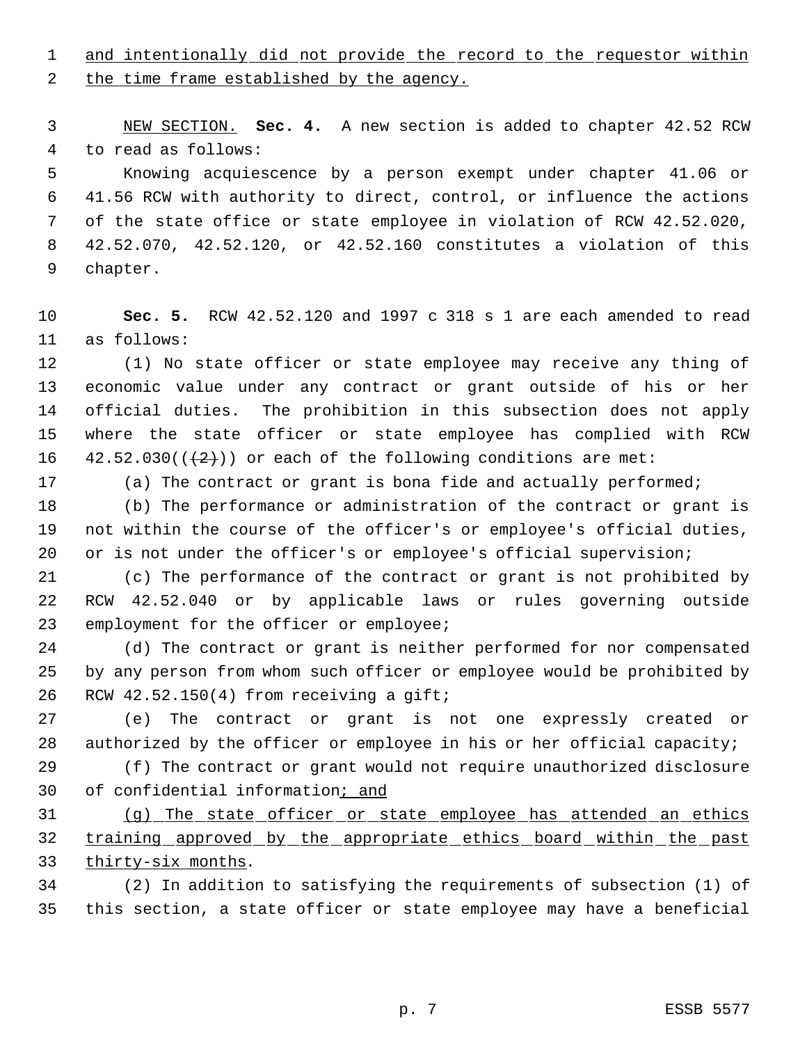and intentionally did not provide the record to the requestor within the time frame established by the agency.

NEW SECTION. **Sec. 4.** A new section is added to chapter 42.52 RCW to read as follows:

Knowing acquiescence by a person exempt under chapter 41.06 or 41.56 RCW with authority to direct, control, or influence the actions of the state office or state employee in violation of RCW 42.52.020, 42.52.070, 42.52.120, or 42.52.160 constitutes a violation of this chapter.

**Sec. 5.** RCW 42.52.120 and 1997 c 318 s 1 are each amended to read as follows:

(1) No state officer or state employee may receive any thing of economic value under any contract or grant outside of his or her official duties. The prohibition in this subsection does not apply where the state officer or state employee has complied with RCW 42.52.030(((2))) or each of the following conditions are met:

(a) The contract or grant is bona fide and actually performed;

(b) The performance or administration of the contract or grant is not within the course of the officer's or employee's official duties, or is not under the officer's or employee's official supervision;

(c) The performance of the contract or grant is not prohibited by RCW 42.52.040 or by applicable laws or rules governing outside employment for the officer or employee;

(d) The contract or grant is neither performed for nor compensated by any person from whom such officer or employee would be prohibited by RCW 42.52.150(4) from receiving a gift;

(e) The contract or grant is not one expressly created or authorized by the officer or employee in his or her official capacity;

(f) The contract or grant would not require unauthorized disclosure of confidential information; and

(g) The state officer or state employee has attended an ethics training approved by the appropriate ethics board within the past thirty-six months.

(2) In addition to satisfying the requirements of subsection (1) of this section, a state officer or state employee may have a beneficial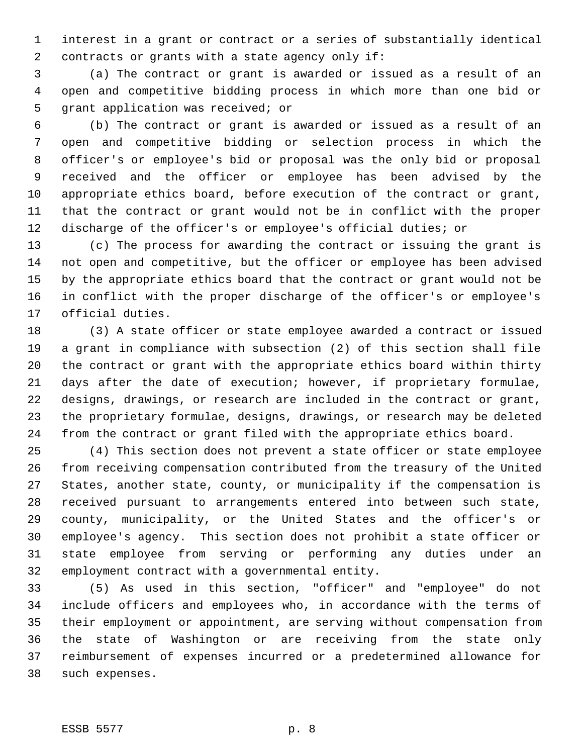interest in a grant or contract or a series of substantially identical contracts or grants with a state agency only if:

(a) The contract or grant is awarded or issued as a result of an open and competitive bidding process in which more than one bid or grant application was received; or

(b) The contract or grant is awarded or issued as a result of an open and competitive bidding or selection process in which the officer's or employee's bid or proposal was the only bid or proposal received and the officer or employee has been advised by the appropriate ethics board, before execution of the contract or grant, that the contract or grant would not be in conflict with the proper discharge of the officer's or employee's official duties; or

(c) The process for awarding the contract or issuing the grant is not open and competitive, but the officer or employee has been advised by the appropriate ethics board that the contract or grant would not be in conflict with the proper discharge of the officer's or employee's official duties.

(3) A state officer or state employee awarded a contract or issued a grant in compliance with subsection (2) of this section shall file the contract or grant with the appropriate ethics board within thirty days after the date of execution; however, if proprietary formulae, designs, drawings, or research are included in the contract or grant, the proprietary formulae, designs, drawings, or research may be deleted from the contract or grant filed with the appropriate ethics board.

(4) This section does not prevent a state officer or state employee from receiving compensation contributed from the treasury of the United States, another state, county, or municipality if the compensation is received pursuant to arrangements entered into between such state, county, municipality, or the United States and the officer's or employee's agency. This section does not prohibit a state officer or state employee from serving or performing any duties under an employment contract with a governmental entity.

(5) As used in this section, "officer" and "employee" do not include officers and employees who, in accordance with the terms of their employment or appointment, are serving without compensation from the state of Washington or are receiving from the state only reimbursement of expenses incurred or a predetermined allowance for such expenses.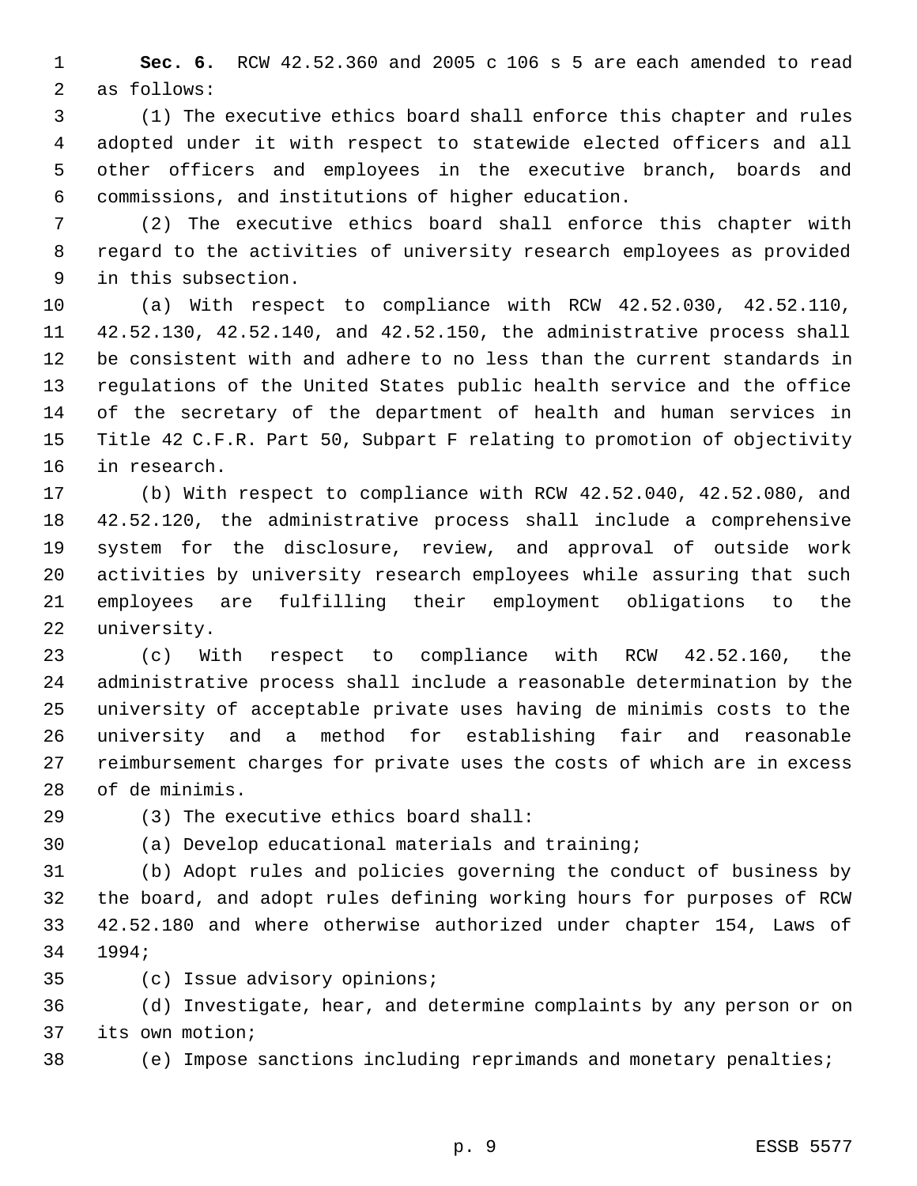**Sec. 6.** RCW 42.52.360 and 2005 c 106 s 5 are each amended to read as follows:

(1) The executive ethics board shall enforce this chapter and rules adopted under it with respect to statewide elected officers and all other officers and employees in the executive branch, boards and commissions, and institutions of higher education.

(2) The executive ethics board shall enforce this chapter with regard to the activities of university research employees as provided in this subsection.

(a) With respect to compliance with RCW 42.52.030, 42.52.110, 42.52.130, 42.52.140, and 42.52.150, the administrative process shall be consistent with and adhere to no less than the current standards in regulations of the United States public health service and the office of the secretary of the department of health and human services in Title 42 C.F.R. Part 50, Subpart F relating to promotion of objectivity in research.

(b) With respect to compliance with RCW 42.52.040, 42.52.080, and 42.52.120, the administrative process shall include a comprehensive system for the disclosure, review, and approval of outside work activities by university research employees while assuring that such employees are fulfilling their employment obligations to the university.

(c) With respect to compliance with RCW 42.52.160, the administrative process shall include a reasonable determination by the university of acceptable private uses having de minimis costs to the university and a method for establishing fair and reasonable reimbursement charges for private uses the costs of which are in excess of de minimis.

(3) The executive ethics board shall:

(a) Develop educational materials and training;

(b) Adopt rules and policies governing the conduct of business by the board, and adopt rules defining working hours for purposes of RCW 42.52.180 and where otherwise authorized under chapter 154, Laws of 1994;

(c) Issue advisory opinions;

(d) Investigate, hear, and determine complaints by any person or on its own motion;

(e) Impose sanctions including reprimands and monetary penalties;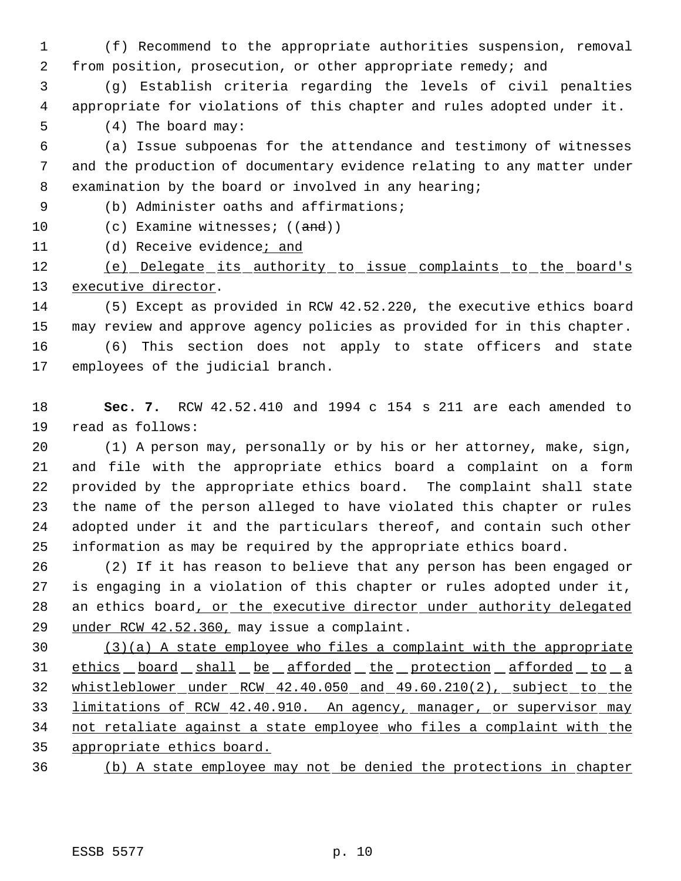(f) Recommend to the appropriate authorities suspension, removal from position, prosecution, or other appropriate remedy; and

(g) Establish criteria regarding the levels of civil penalties appropriate for violations of this chapter and rules adopted under it.

(4) The board may:

(a) Issue subpoenas for the attendance and testimony of witnesses and the production of documentary evidence relating to any matter under examination by the board or involved in any hearing;

(b) Administer oaths and affirmations;

(c) Examine witnesses; ((~~and~~))

(d) Receive evidence<u>; and</u>

<u>(e) Delegate its authority to issue complaints to the board's executive director</u>.

(5) Except as provided in RCW 42.52.220, the executive ethics board may review and approve agency policies as provided for in this chapter.

(6) This section does not apply to state officers and state employees of the judicial branch.

**Sec. 7.** RCW 42.52.410 and 1994 c 154 s 211 are each amended to read as follows:

(1) A person may, personally or by his or her attorney, make, sign, and file with the appropriate ethics board a complaint on a form provided by the appropriate ethics board. The complaint shall state the name of the person alleged to have violated this chapter or rules adopted under it and the particulars thereof, and contain such other information as may be required by the appropriate ethics board.

(2) If it has reason to believe that any person has been engaged or is engaging in a violation of this chapter or rules adopted under it, an ethics board<u>, or the executive director under authority delegated under RCW 42.52.360,</u> may issue a complaint.

<u>(3)(a) A state employee who files a complaint with the appropriate ethics board shall be afforded the protection afforded to a whistleblower under RCW 42.40.050 and 49.60.210(2), subject to the limitations of RCW 42.40.910. An agency, manager, or supervisor may not retaliate against a state employee who files a complaint with the appropriate ethics board.</u>

<u>(b) A state employee may not be denied the protections in chapter</u>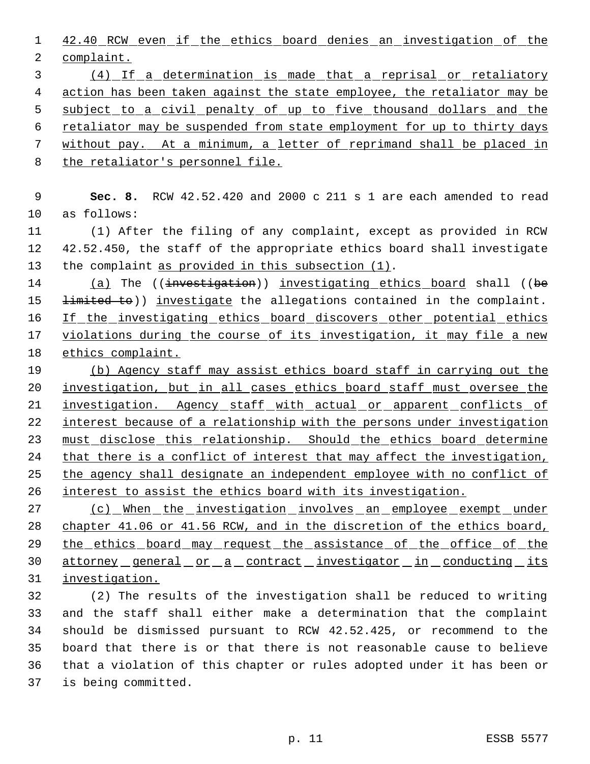42.40 RCW even if the ethics board denies an investigation of the complaint.

(4) If a determination is made that a reprisal or retaliatory action has been taken against the state employee, the retaliator may be subject to a civil penalty of up to five thousand dollars and the retaliator may be suspended from state employment for up to thirty days without pay. At a minimum, a letter of reprimand shall be placed in the retaliator's personnel file.

**Sec. 8.** RCW 42.52.420 and 2000 c 211 s 1 are each amended to read as follows:

(1) After the filing of any complaint, except as provided in RCW 42.52.450, the staff of the appropriate ethics board shall investigate the complaint as provided in this subsection (1).

(a) The ((~~investigation~~)) investigating ethics board shall ((~~be limited to~~)) investigate the allegations contained in the complaint. If the investigating ethics board discovers other potential ethics violations during the course of its investigation, it may file a new ethics complaint.

(b) Agency staff may assist ethics board staff in carrying out the investigation, but in all cases ethics board staff must oversee the investigation. Agency staff with actual or apparent conflicts of interest because of a relationship with the persons under investigation must disclose this relationship. Should the ethics board determine that there is a conflict of interest that may affect the investigation, the agency shall designate an independent employee with no conflict of interest to assist the ethics board with its investigation.

(c) When the investigation involves an employee exempt under chapter 41.06 or 41.56 RCW, and in the discretion of the ethics board, the ethics board may request the assistance of the office of the attorney general or a contract investigator in conducting its investigation.

(2) The results of the investigation shall be reduced to writing and the staff shall either make a determination that the complaint should be dismissed pursuant to RCW 42.52.425, or recommend to the board that there is or that there is not reasonable cause to believe that a violation of this chapter or rules adopted under it has been or is being committed.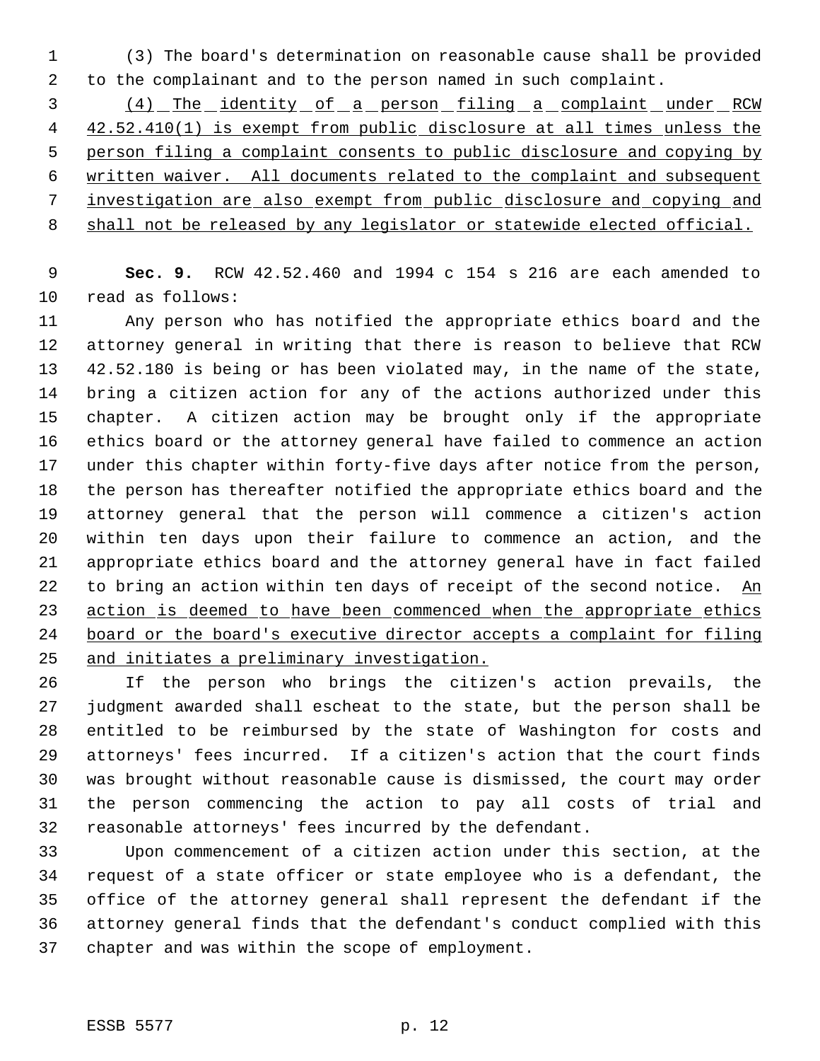(3) The board's determination on reasonable cause shall be provided to the complainant and to the person named in such complaint.

(4) The identity of a person filing a complaint under RCW 42.52.410(1) is exempt from public disclosure at all times unless the person filing a complaint consents to public disclosure and copying by written waiver. All documents related to the complaint and subsequent investigation are also exempt from public disclosure and copying and shall not be released by any legislator or statewide elected official.

**Sec. 9.** RCW 42.52.460 and 1994 c 154 s 216 are each amended to read as follows:

Any person who has notified the appropriate ethics board and the attorney general in writing that there is reason to believe that RCW 42.52.180 is being or has been violated may, in the name of the state, bring a citizen action for any of the actions authorized under this chapter. A citizen action may be brought only if the appropriate ethics board or the attorney general have failed to commence an action under this chapter within forty-five days after notice from the person, the person has thereafter notified the appropriate ethics board and the attorney general that the person will commence a citizen's action within ten days upon their failure to commence an action, and the appropriate ethics board and the attorney general have in fact failed to bring an action within ten days of receipt of the second notice. An action is deemed to have been commenced when the appropriate ethics board or the board's executive director accepts a complaint for filing and initiates a preliminary investigation.

If the person who brings the citizen's action prevails, the judgment awarded shall escheat to the state, but the person shall be entitled to be reimbursed by the state of Washington for costs and attorneys' fees incurred. If a citizen's action that the court finds was brought without reasonable cause is dismissed, the court may order the person commencing the action to pay all costs of trial and reasonable attorneys' fees incurred by the defendant.

Upon commencement of a citizen action under this section, at the request of a state officer or state employee who is a defendant, the office of the attorney general shall represent the defendant if the attorney general finds that the defendant's conduct complied with this chapter and was within the scope of employment.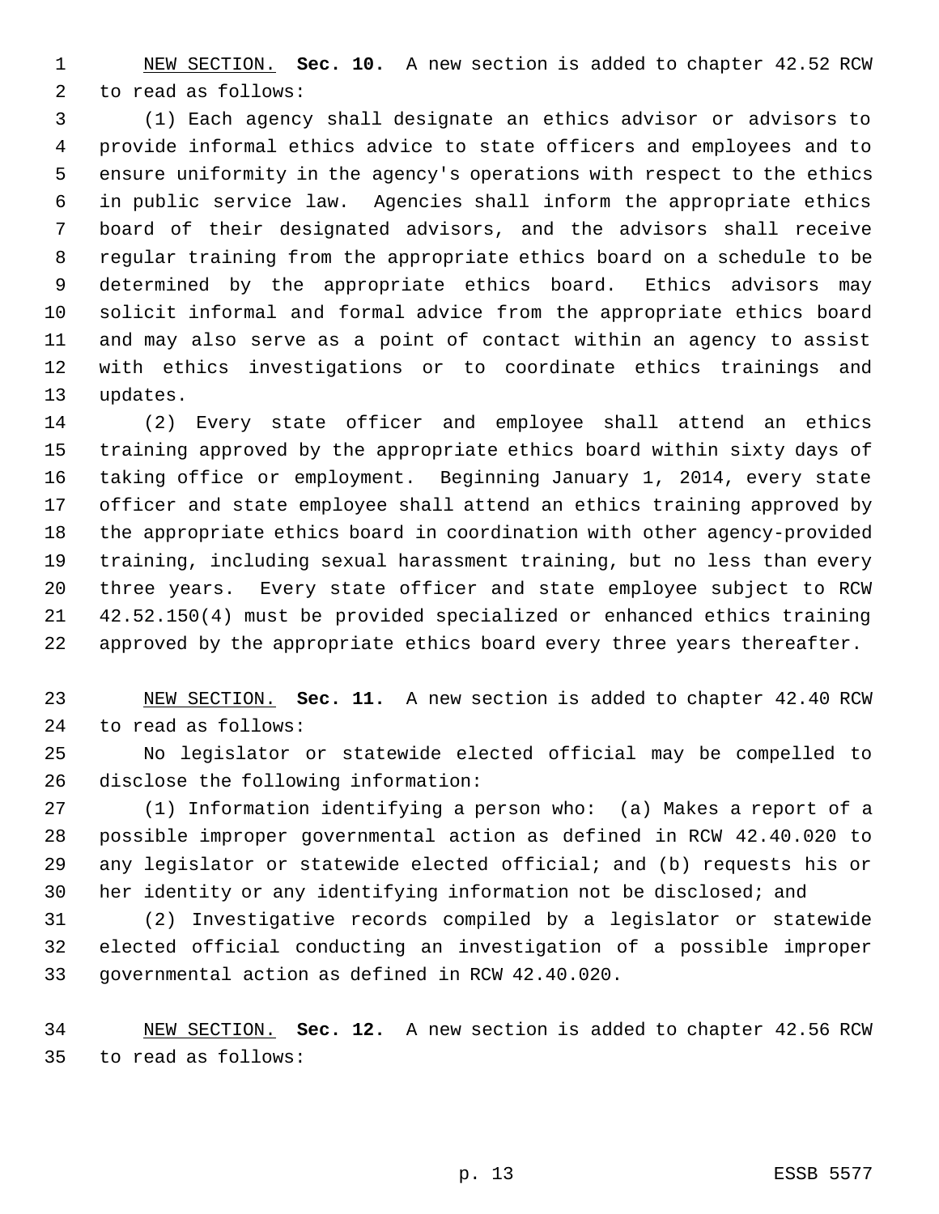NEW SECTION. **Sec. 10.** A new section is added to chapter 42.52 RCW to read as follows:

(1) Each agency shall designate an ethics advisor or advisors to provide informal ethics advice to state officers and employees and to ensure uniformity in the agency's operations with respect to the ethics in public service law. Agencies shall inform the appropriate ethics board of their designated advisors, and the advisors shall receive regular training from the appropriate ethics board on a schedule to be determined by the appropriate ethics board. Ethics advisors may solicit informal and formal advice from the appropriate ethics board and may also serve as a point of contact within an agency to assist with ethics investigations or to coordinate ethics trainings and updates.

(2) Every state officer and employee shall attend an ethics training approved by the appropriate ethics board within sixty days of taking office or employment. Beginning January 1, 2014, every state officer and state employee shall attend an ethics training approved by the appropriate ethics board in coordination with other agency-provided training, including sexual harassment training, but no less than every three years. Every state officer and state employee subject to RCW 42.52.150(4) must be provided specialized or enhanced ethics training approved by the appropriate ethics board every three years thereafter.

NEW SECTION. **Sec. 11.** A new section is added to chapter 42.40 RCW to read as follows:

No legislator or statewide elected official may be compelled to disclose the following information:

(1) Information identifying a person who: (a) Makes a report of a possible improper governmental action as defined in RCW 42.40.020 to any legislator or statewide elected official; and (b) requests his or her identity or any identifying information not be disclosed; and

(2) Investigative records compiled by a legislator or statewide elected official conducting an investigation of a possible improper governmental action as defined in RCW 42.40.020.

NEW SECTION. **Sec. 12.** A new section is added to chapter 42.56 RCW to read as follows: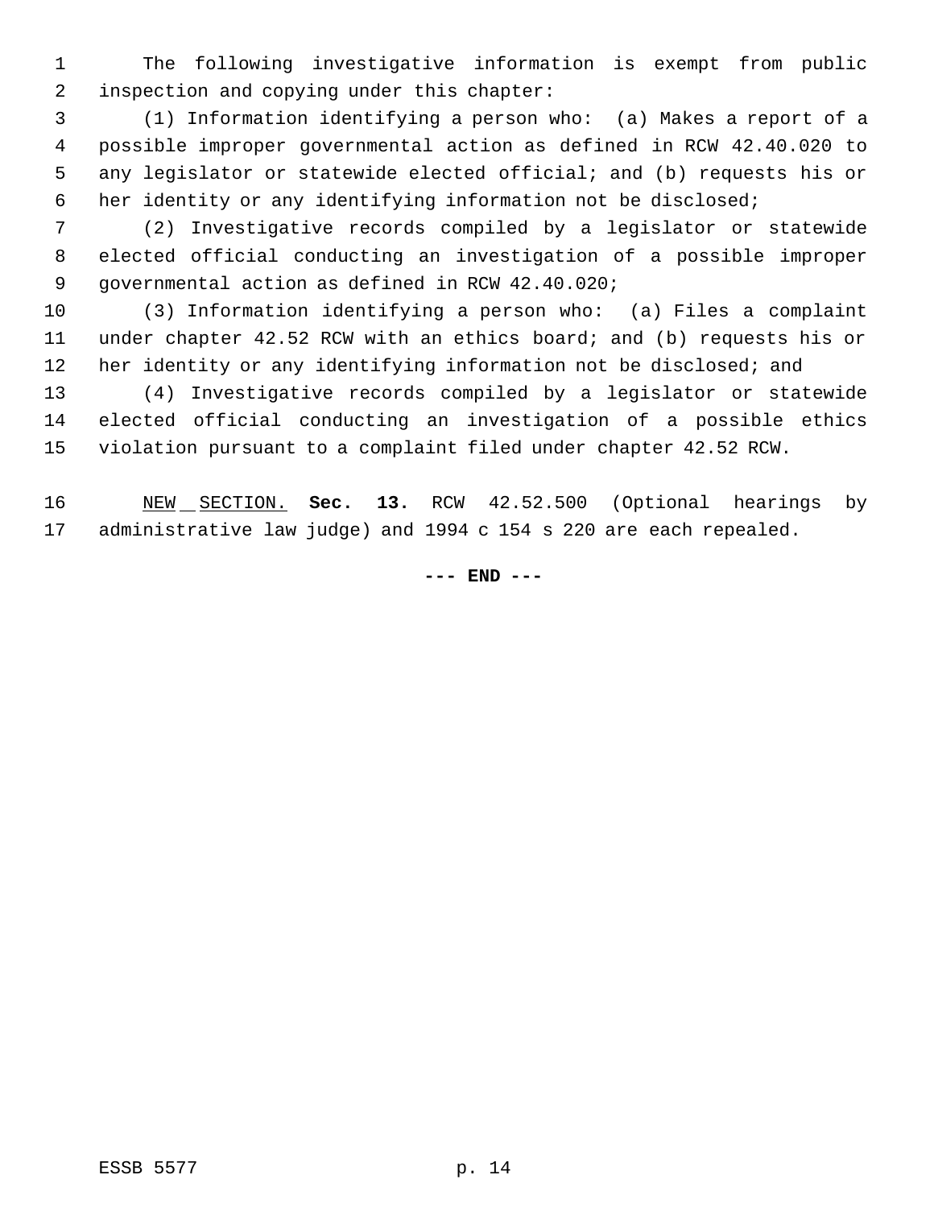The following investigative information is exempt from public inspection and copying under this chapter:

(1) Information identifying a person who: (a) Makes a report of a possible improper governmental action as defined in RCW 42.40.020 to any legislator or statewide elected official; and (b) requests his or her identity or any identifying information not be disclosed;

(2) Investigative records compiled by a legislator or statewide elected official conducting an investigation of a possible improper governmental action as defined in RCW 42.40.020;

(3) Information identifying a person who: (a) Files a complaint under chapter 42.52 RCW with an ethics board; and (b) requests his or her identity or any identifying information not be disclosed; and

(4) Investigative records compiled by a legislator or statewide elected official conducting an investigation of a possible ethics violation pursuant to a complaint filed under chapter 42.52 RCW.

NEW SECTION. **Sec. 13.** RCW 42.52.500 (Optional hearings by administrative law judge) and 1994 c 154 s 220 are each repealed.

**--- END ---**